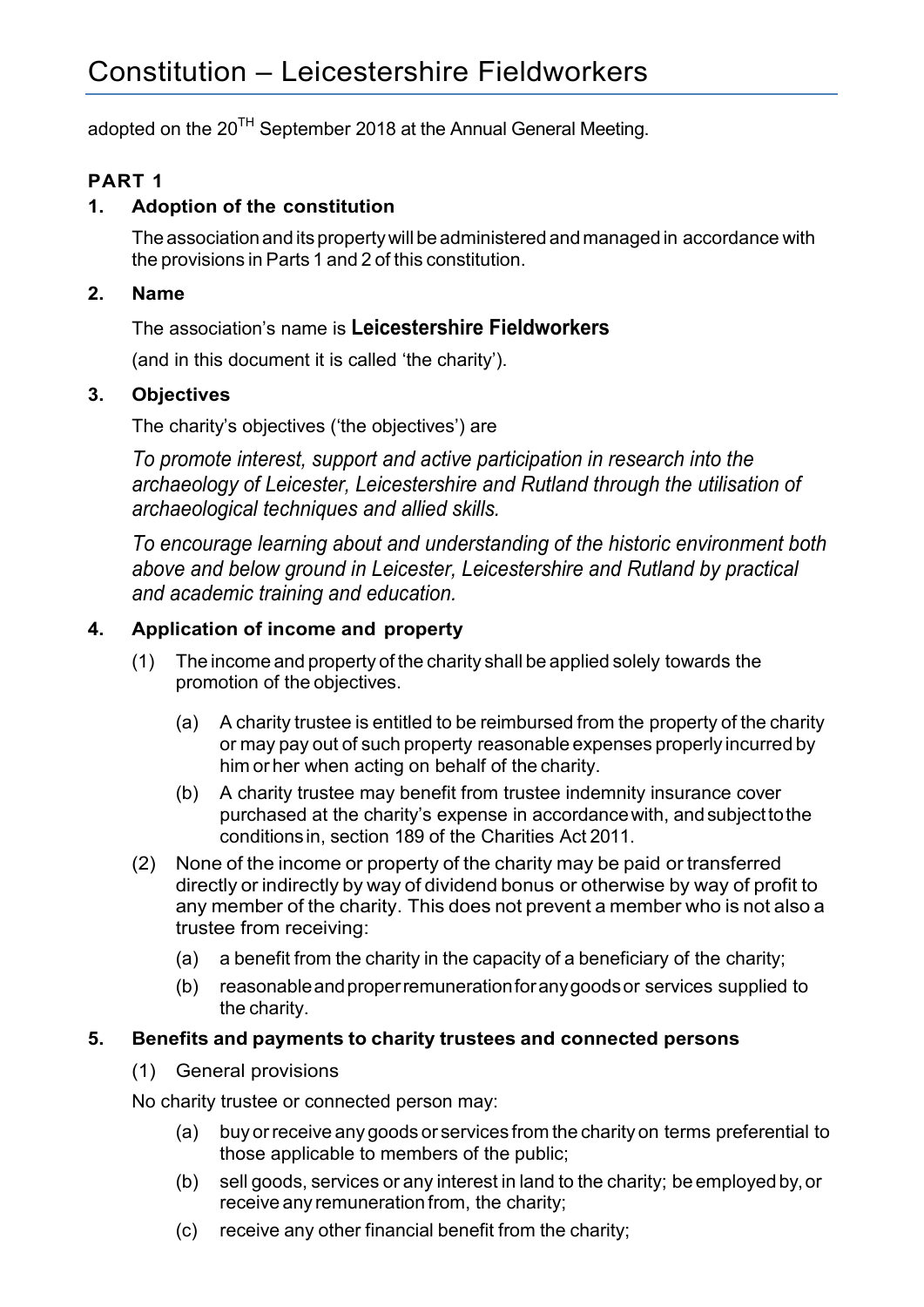# Constitution – Leicestershire Fieldworkers

adopted on the 20[TH] September 2018 at the Annual General Meeting.

**PART 1**

**1. Adoption of the constitution**

The association and its property will be administered and managed in accordance with the provisions in Parts 1 and 2 of this constitution.

**2. Name**

The association's name is **Leicestershire Fieldworkers**

(and in this document it is called 'the charity').

**3. Objectives**

The charity's objectives ('the objectives') are

*To promote interest, support and active participation in research into the archaeology of Leicester, Leicestershire and Rutland through the utilisation of archaeological techniques and allied skills.*

*To encourage learning about and understanding of the historic environment both above and below ground in Leicester, Leicestershire and Rutland by practical and academic training and education.*

**4. Application of income and property**

(1) The income and property of the charity shall be applied solely towards the promotion of the objectives.

(a) A charity trustee is entitled to be reimbursed from the property of the charity or may pay out of such property reasonable expenses properly incurred by him or her when acting on behalf of the charity.

(b) A charity trustee may benefit from trustee indemnity insurance cover purchased at the charity's expense in accordance with, and subject to the conditions in, section 189 of the Charities Act 2011.

(2) None of the income or property of the charity may be paid or transferred directly or indirectly by way of dividend bonus or otherwise by way of profit to any member of the charity. This does not prevent a member who is not also a trustee from receiving:

(a) a benefit from the charity in the capacity of a beneficiary of the charity;

(b) reasonable and proper remuneration for any goods or services supplied to the charity.

**5. Benefits and payments to charity trustees and connected persons**

(1) General provisions

No charity trustee or connected person may:

(a) buy or receive any goods or services from the charity on terms preferential to those applicable to members of the public;

(b) sell goods, services or any interest in land to the charity; be employed by, or receive any remuneration from, the charity;

(c) receive any other financial benefit from the charity;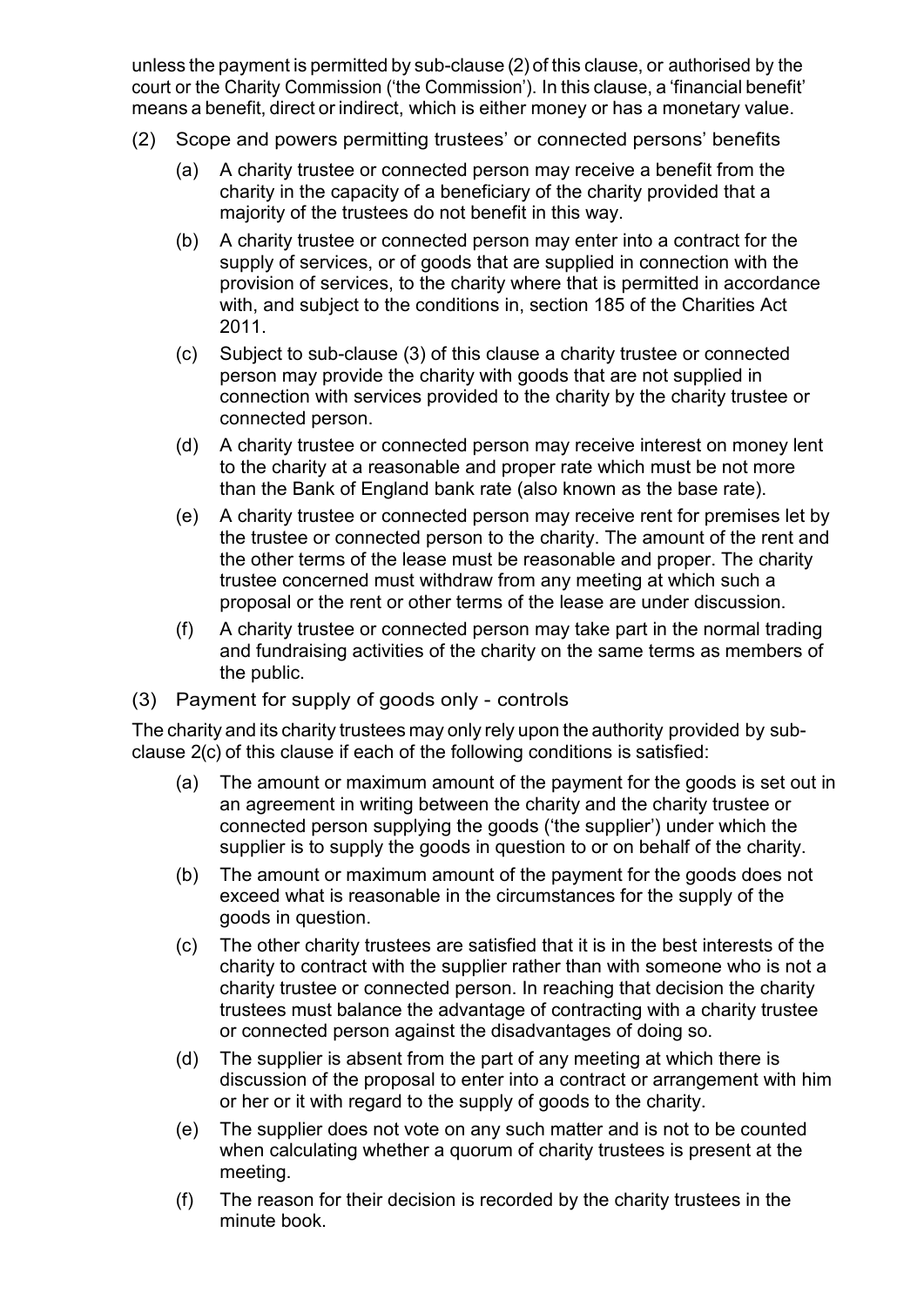unless the payment is permitted by sub-clause (2) of this clause, or authorised by the court or the Charity Commission ('the Commission'). In this clause, a 'financial benefit' means a benefit, direct or indirect, which is either money or has a monetary value.

(2) Scope and powers permitting trustees' or connected persons' benefits

- (a) A charity trustee or connected person may receive a benefit from the charity in the capacity of a beneficiary of the charity provided that a majority of the trustees do not benefit in this way.
- (b) A charity trustee or connected person may enter into a contract for the supply of services, or of goods that are supplied in connection with the provision of services, to the charity where that is permitted in accordance with, and subject to the conditions in, section 185 of the Charities Act 2011.
- (c) Subject to sub-clause (3) of this clause a charity trustee or connected person may provide the charity with goods that are not supplied in connection with services provided to the charity by the charity trustee or connected person.
- (d) A charity trustee or connected person may receive interest on money lent to the charity at a reasonable and proper rate which must be not more than the Bank of England bank rate (also known as the base rate).
- (e) A charity trustee or connected person may receive rent for premises let by the trustee or connected person to the charity. The amount of the rent and the other terms of the lease must be reasonable and proper. The charity trustee concerned must withdraw from any meeting at which such a proposal or the rent or other terms of the lease are under discussion.
- (f) A charity trustee or connected person may take part in the normal trading and fundraising activities of the charity on the same terms as members of the public.

(3) Payment for supply of goods only - controls

The charity and its charity trustees may only rely upon the authority provided by sub-clause 2(c) of this clause if each of the following conditions is satisfied:

- (a) The amount or maximum amount of the payment for the goods is set out in an agreement in writing between the charity and the charity trustee or connected person supplying the goods ('the supplier') under which the supplier is to supply the goods in question to or on behalf of the charity.
- (b) The amount or maximum amount of the payment for the goods does not exceed what is reasonable in the circumstances for the supply of the goods in question.
- (c) The other charity trustees are satisfied that it is in the best interests of the charity to contract with the supplier rather than with someone who is not a charity trustee or connected person. In reaching that decision the charity trustees must balance the advantage of contracting with a charity trustee or connected person against the disadvantages of doing so.
- (d) The supplier is absent from the part of any meeting at which there is discussion of the proposal to enter into a contract or arrangement with him or her or it with regard to the supply of goods to the charity.
- (e) The supplier does not vote on any such matter and is not to be counted when calculating whether a quorum of charity trustees is present at the meeting.
- (f) The reason for their decision is recorded by the charity trustees in the minute book.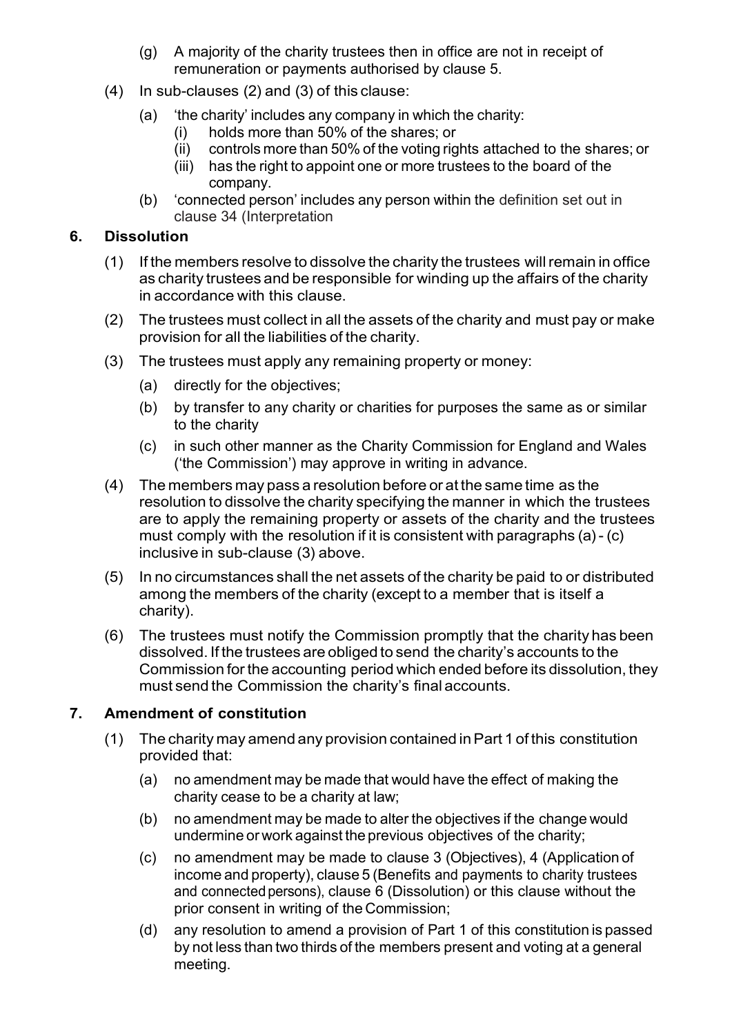(g) A majority of the charity trustees then in office are not in receipt of remuneration or payments authorised by clause 5.

(4) In sub-clauses (2) and (3) of this clause:

(a) 'the charity' includes any company in which the charity:

(i) holds more than 50% of the shares; or

(ii) controls more than 50% of the voting rights attached to the shares; or

(iii) has the right to appoint one or more trustees to the board of the company.

(b) 'connected person' includes any person within the definition set out in clause 34 (Interpretation

## 6. Dissolution

(1) If the members resolve to dissolve the charity the trustees will remain in office as charity trustees and be responsible for winding up the affairs of the charity in accordance with this clause.

(2) The trustees must collect in all the assets of the charity and must pay or make provision for all the liabilities of the charity.

(3) The trustees must apply any remaining property or money:

(a) directly for the objectives;

(b) by transfer to any charity or charities for purposes the same as or similar to the charity

(c) in such other manner as the Charity Commission for England and Wales ('the Commission') may approve in writing in advance.

(4) The members may pass a resolution before or at the same time as the resolution to dissolve the charity specifying the manner in which the trustees are to apply the remaining property or assets of the charity and the trustees must comply with the resolution if it is consistent with paragraphs (a) - (c) inclusive in sub-clause (3) above.

(5) In no circumstances shall the net assets of the charity be paid to or distributed among the members of the charity (except to a member that is itself a charity).

(6) The trustees must notify the Commission promptly that the charity has been dissolved. If the trustees are obliged to send the charity's accounts to the Commission for the accounting period which ended before its dissolution, they must send the Commission the charity's final accounts.

## 7. Amendment of constitution

(1) The charity may amend any provision contained in Part 1 of this constitution provided that:

(a) no amendment may be made that would have the effect of making the charity cease to be a charity at law;

(b) no amendment may be made to alter the objectives if the change would undermine or work against the previous objectives of the charity;

(c) no amendment may be made to clause 3 (Objectives), 4 (Application of income and property), clause 5 (Benefits and payments to charity trustees and connected persons), clause 6 (Dissolution) or this clause without the prior consent in writing of the Commission;

(d) any resolution to amend a provision of Part 1 of this constitution is passed by not less than two thirds of the members present and voting at a general meeting.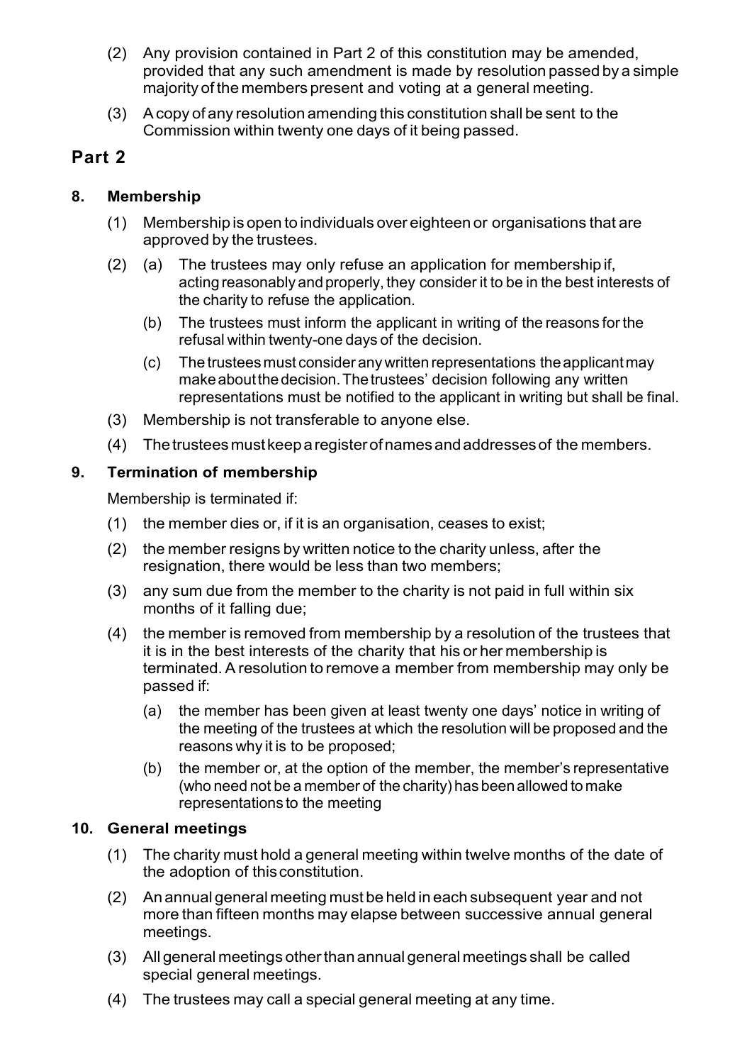(2) Any provision contained in Part 2 of this constitution may be amended, provided that any such amendment is made by resolution passed by a simple majority of the members present and voting at a general meeting.

(3) A copy of any resolution amending this constitution shall be sent to the Commission within twenty one days of it being passed.

## Part 2

### 8. Membership

(1) Membership is open to individuals over eighteen or organisations that are approved by the trustees.

(2) (a) The trustees may only refuse an application for membership if, acting reasonably and properly, they consider it to be in the best interests of the charity to refuse the application.

(b) The trustees must inform the applicant in writing of the reasons for the refusal within twenty-one days of the decision.

(c) The trustees must consider any written representations the applicant may make about the decision. The trustees' decision following any written representations must be notified to the applicant in writing but shall be final.

(3) Membership is not transferable to anyone else.

(4) The trustees must keep a register of names and addresses of the members.

### 9. Termination of membership

Membership is terminated if:

(1) the member dies or, if it is an organisation, ceases to exist;

(2) the member resigns by written notice to the charity unless, after the resignation, there would be less than two members;

(3) any sum due from the member to the charity is not paid in full within six months of it falling due;

(4) the member is removed from membership by a resolution of the trustees that it is in the best interests of the charity that his or her membership is terminated. A resolution to remove a member from membership may only be passed if:

(a) the member has been given at least twenty one days' notice in writing of the meeting of the trustees at which the resolution will be proposed and the reasons why it is to be proposed;

(b) the member or, at the option of the member, the member's representative (who need not be a member of the charity) has been allowed to make representations to the meeting

### 10. General meetings

(1) The charity must hold a general meeting within twelve months of the date of the adoption of this constitution.

(2) An annual general meeting must be held in each subsequent year and not more than fifteen months may elapse between successive annual general meetings.

(3) All general meetings other than annual general meetings shall be called special general meetings.

(4) The trustees may call a special general meeting at any time.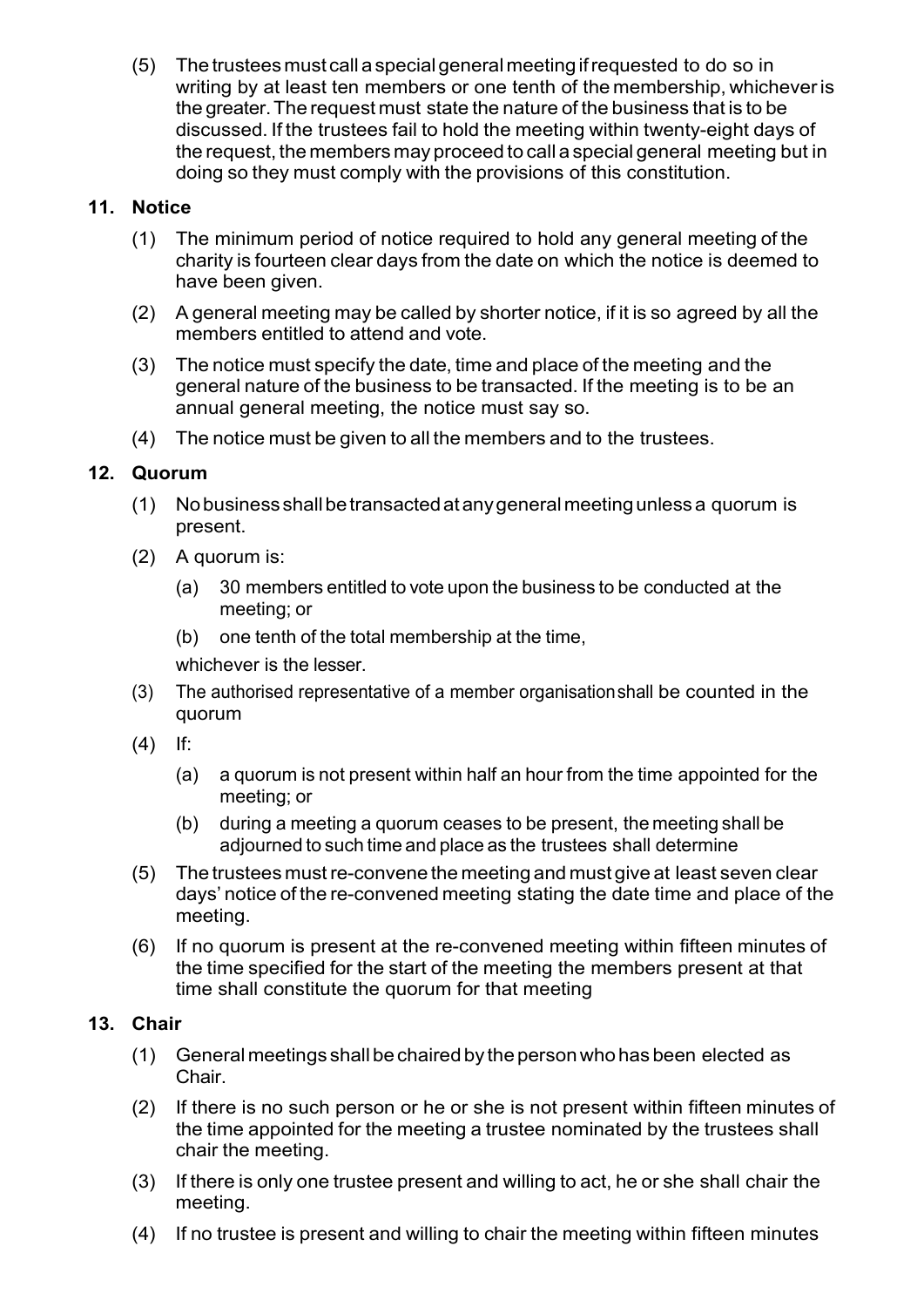(5) The trustees must call a special general meeting if requested to do so in writing by at least ten members or one tenth of the membership, whichever is the greater. The request must state the nature of the business that is to be discussed. If the trustees fail to hold the meeting within twenty-eight days of the request, the members may proceed to call a special general meeting but in doing so they must comply with the provisions of this constitution.

### 11. Notice

(1) The minimum period of notice required to hold any general meeting of the charity is fourteen clear days from the date on which the notice is deemed to have been given.

(2) A general meeting may be called by shorter notice, if it is so agreed by all the members entitled to attend and vote.

(3) The notice must specify the date, time and place of the meeting and the general nature of the business to be transacted. If the meeting is to be an annual general meeting, the notice must say so.

(4) The notice must be given to all the members and to the trustees.

### 12. Quorum

(1) No business shall be transacted at any general meeting unless a quorum is present.

(2) A quorum is:

(a) 30 members entitled to vote upon the business to be conducted at the meeting; or

(b) one tenth of the total membership at the time,

whichever is the lesser.

(3) The authorised representative of a member organisation shall be counted in the quorum

(4) If:

(a) a quorum is not present within half an hour from the time appointed for the meeting; or

(b) during a meeting a quorum ceases to be present, the meeting shall be adjourned to such time and place as the trustees shall determine

(5) The trustees must re-convene the meeting and must give at least seven clear days' notice of the re-convened meeting stating the date time and place of the meeting.

(6) If no quorum is present at the re-convened meeting within fifteen minutes of the time specified for the start of the meeting the members present at that time shall constitute the quorum for that meeting

### 13. Chair

(1) General meetings shall be chaired by the person who has been elected as Chair.

(2) If there is no such person or he or she is not present within fifteen minutes of the time appointed for the meeting a trustee nominated by the trustees shall chair the meeting.

(3) If there is only one trustee present and willing to act, he or she shall chair the meeting.

(4) If no trustee is present and willing to chair the meeting within fifteen minutes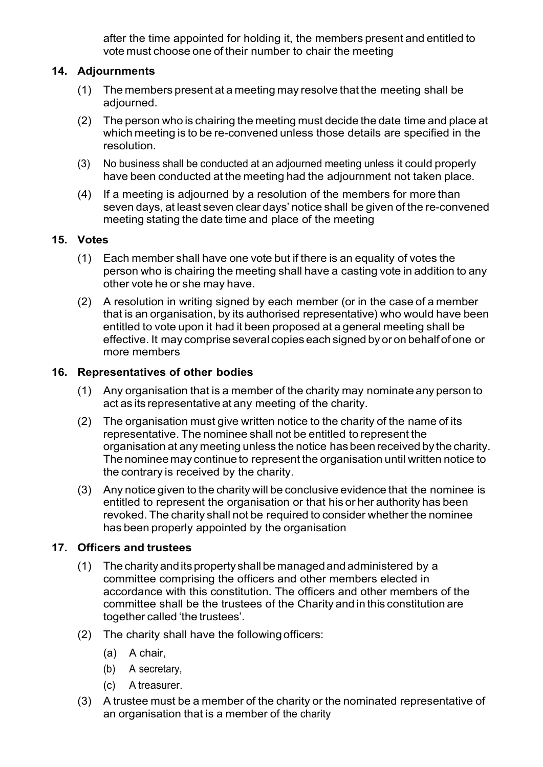after the time appointed for holding it, the members present and entitled to vote must choose one of their number to chair the meeting

## 14. Adjournments

(1) The members present at a meeting may resolve that the meeting shall be adjourned.

(2) The person who is chairing the meeting must decide the date time and place at which meeting is to be re-convened unless those details are specified in the resolution.

(3) No business shall be conducted at an adjourned meeting unless it could properly have been conducted at the meeting had the adjournment not taken place.

(4) If a meeting is adjourned by a resolution of the members for more than seven days, at least seven clear days' notice shall be given of the re-convened meeting stating the date time and place of the meeting

## 15. Votes

(1) Each member shall have one vote but if there is an equality of votes the person who is chairing the meeting shall have a casting vote in addition to any other vote he or she may have.

(2) A resolution in writing signed by each member (or in the case of a member that is an organisation, by its authorised representative) who would have been entitled to vote upon it had it been proposed at a general meeting shall be effective. It may comprise several copies each signed by or on behalf of one or more members

## 16. Representatives of other bodies

(1) Any organisation that is a member of the charity may nominate any person to act as its representative at any meeting of the charity.

(2) The organisation must give written notice to the charity of the name of its representative. The nominee shall not be entitled to represent the organisation at any meeting unless the notice has been received by the charity. The nominee may continue to represent the organisation until written notice to the contrary is received by the charity.

(3) Any notice given to the charity will be conclusive evidence that the nominee is entitled to represent the organisation or that his or her authority has been revoked. The charity shall not be required to consider whether the nominee has been properly appointed by the organisation

## 17. Officers and trustees

(1) The charity and its property shall be managed and administered by a committee comprising the officers and other members elected in accordance with this constitution. The officers and other members of the committee shall be the trustees of the Charity and in this constitution are together called 'the trustees'.

(2) The charity shall have the following officers:

(a) A chair,

(b) A secretary,

(c) A treasurer.

(3) A trustee must be a member of the charity or the nominated representative of an organisation that is a member of the charity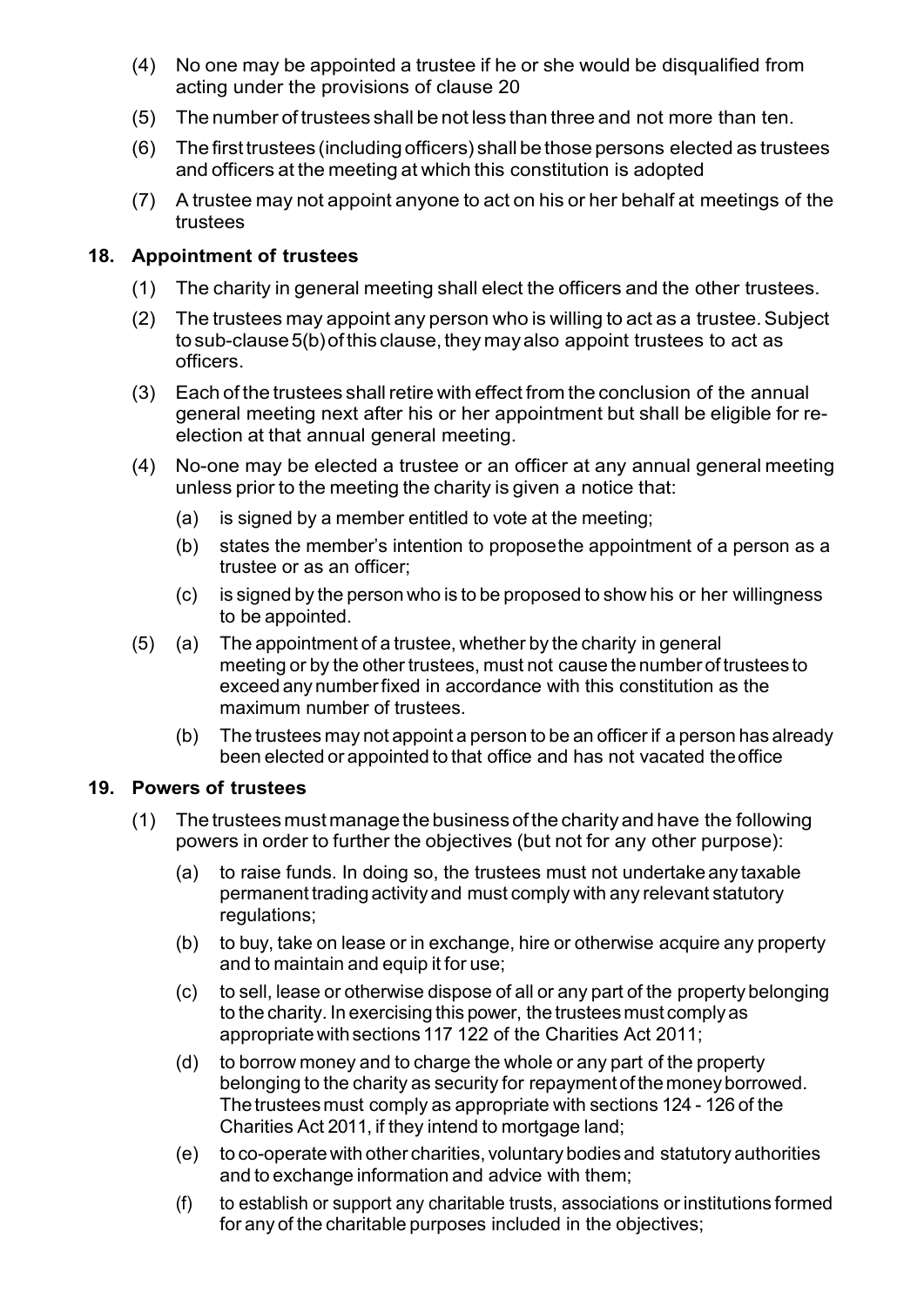(4) No one may be appointed a trustee if he or she would be disqualified from acting under the provisions of clause 20

(5) The number of trustees shall be not less than three and not more than ten.

(6) The first trustees (including officers) shall be those persons elected as trustees and officers at the meeting at which this constitution is adopted

(7) A trustee may not appoint anyone to act on his or her behalf at meetings of the trustees

## 18. Appointment of trustees

(1) The charity in general meeting shall elect the officers and the other trustees.

(2) The trustees may appoint any person who is willing to act as a trustee. Subject to sub-clause 5(b) of this clause, they may also appoint trustees to act as officers.

(3) Each of the trustees shall retire with effect from the conclusion of the annual general meeting next after his or her appointment but shall be eligible for re-election at that annual general meeting.

(4) No-one may be elected a trustee or an officer at any annual general meeting unless prior to the meeting the charity is given a notice that:

  (a) is signed by a member entitled to vote at the meeting;

  (b) states the member's intention to propose the appointment of a person as a trustee or as an officer;

  (c) is signed by the person who is to be proposed to show his or her willingness to be appointed.

(5) (a) The appointment of a trustee, whether by the charity in general meeting or by the other trustees, must not cause the number of trustees to exceed any number fixed in accordance with this constitution as the maximum number of trustees.

  (b) The trustees may not appoint a person to be an officer if a person has already been elected or appointed to that office and has not vacated the office

## 19. Powers of trustees

(1) The trustees must manage the business of the charity and have the following powers in order to further the objectives (but not for any other purpose):

  (a) to raise funds. In doing so, the trustees must not undertake any taxable permanent trading activity and must comply with any relevant statutory regulations;

  (b) to buy, take on lease or in exchange, hire or otherwise acquire any property and to maintain and equip it for use;

  (c) to sell, lease or otherwise dispose of all or any part of the property belonging to the charity. In exercising this power, the trustees must comply as appropriate with sections 117 122 of the Charities Act 2011;

  (d) to borrow money and to charge the whole or any part of the property belonging to the charity as security for repayment of the money borrowed. The trustees must comply as appropriate with sections 124 - 126 of the Charities Act 2011, if they intend to mortgage land;

  (e) to co-operate with other charities, voluntary bodies and statutory authorities and to exchange information and advice with them;

  (f) to establish or support any charitable trusts, associations or institutions formed for any of the charitable purposes included in the objectives;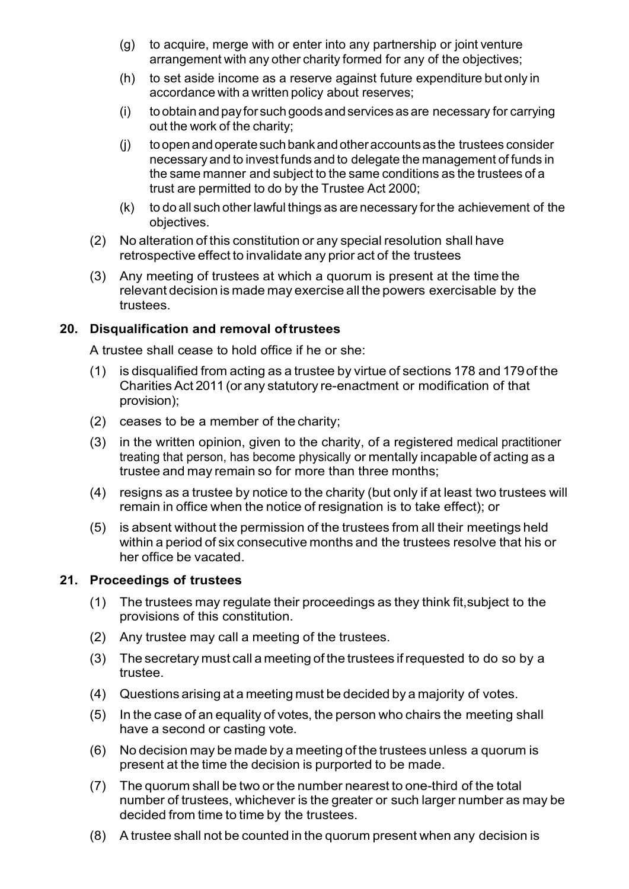- (g) to acquire, merge with or enter into any partnership or joint venture arrangement with any other charity formed for any of the objectives;
- (h) to set aside income as a reserve against future expenditure but only in accordance with a written policy about reserves;
- (i) to obtain and pay for such goods and services as are necessary for carrying out the work of the charity;
- (j) to open and operate such bank and other accounts as the trustees consider necessary and to invest funds and to delegate the management of funds in the same manner and subject to the same conditions as the trustees of a trust are permitted to do by the Trustee Act 2000;
- (k) to do all such other lawful things as are necessary for the achievement of the objectives.

(2) No alteration of this constitution or any special resolution shall have retrospective effect to invalidate any prior act of the trustees

(3) Any meeting of trustees at which a quorum is present at the time the relevant decision is made may exercise all the powers exercisable by the trustees.

### 20. Disqualification and removal of trustees

A trustee shall cease to hold office if he or she:

(1) is disqualified from acting as a trustee by virtue of sections 178 and 179 of the Charities Act 2011 (or any statutory re-enactment or modification of that provision);

(2) ceases to be a member of the charity;

(3) in the written opinion, given to the charity, of a registered medical practitioner treating that person, has become physically or mentally incapable of acting as a trustee and may remain so for more than three months;

(4) resigns as a trustee by notice to the charity (but only if at least two trustees will remain in office when the notice of resignation is to take effect); or

(5) is absent without the permission of the trustees from all their meetings held within a period of six consecutive months and the trustees resolve that his or her office be vacated.

### 21. Proceedings of trustees

(1) The trustees may regulate their proceedings as they think fit, subject to the provisions of this constitution.

(2) Any trustee may call a meeting of the trustees.

(3) The secretary must call a meeting of the trustees if requested to do so by a trustee.

(4) Questions arising at a meeting must be decided by a majority of votes.

(5) In the case of an equality of votes, the person who chairs the meeting shall have a second or casting vote.

(6) No decision may be made by a meeting of the trustees unless a quorum is present at the time the decision is purported to be made.

(7) The quorum shall be two or the number nearest to one-third of the total number of trustees, whichever is the greater or such larger number as may be decided from time to time by the trustees.

(8) A trustee shall not be counted in the quorum present when any decision is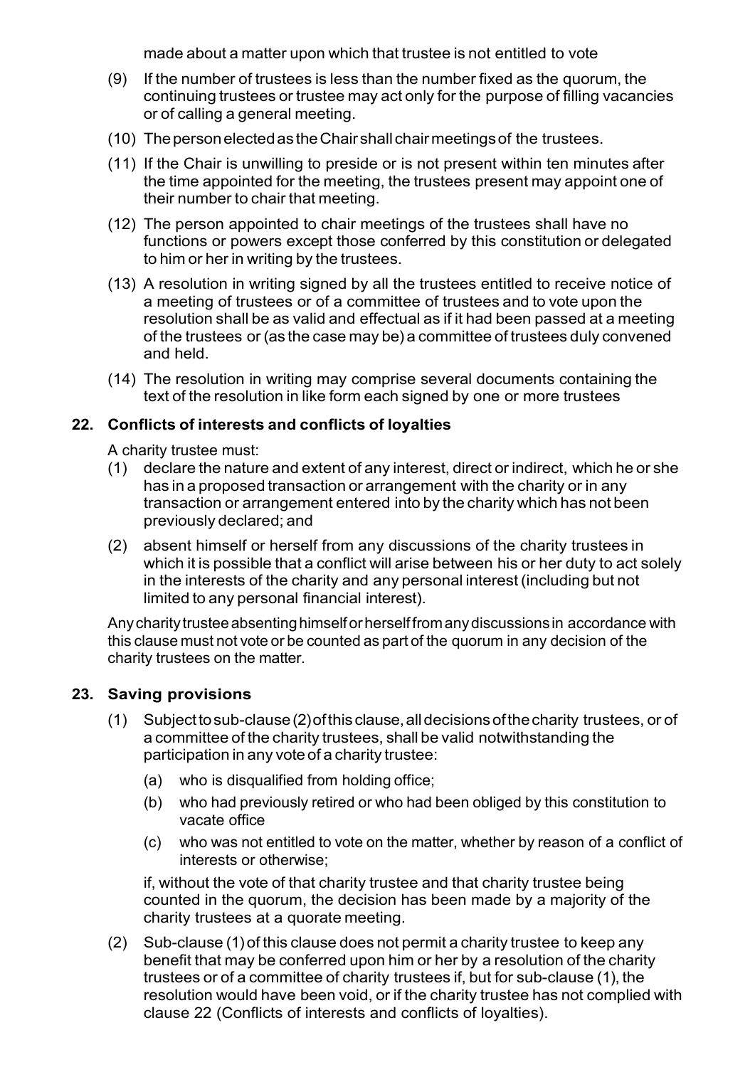made about a matter upon which that trustee is not entitled to vote

(9) If the number of trustees is less than the number fixed as the quorum, the continuing trustees or trustee may act only for the purpose of filling vacancies or of calling a general meeting.

(10) The person elected as the Chair shall chair meetings of the trustees.

(11) If the Chair is unwilling to preside or is not present within ten minutes after the time appointed for the meeting, the trustees present may appoint one of their number to chair that meeting.

(12) The person appointed to chair meetings of the trustees shall have no functions or powers except those conferred by this constitution or delegated to him or her in writing by the trustees.

(13) A resolution in writing signed by all the trustees entitled to receive notice of a meeting of trustees or of a committee of trustees and to vote upon the resolution shall be as valid and effectual as if it had been passed at a meeting of the trustees or (as the case may be) a committee of trustees duly convened and held.

(14) The resolution in writing may comprise several documents containing the text of the resolution in like form each signed by one or more trustees

## 22. Conflicts of interests and conflicts of loyalties

A charity trustee must:

(1) declare the nature and extent of any interest, direct or indirect, which he or she has in a proposed transaction or arrangement with the charity or in any transaction or arrangement entered into by the charity which has not been previously declared; and

(2) absent himself or herself from any discussions of the charity trustees in which it is possible that a conflict will arise between his or her duty to act solely in the interests of the charity and any personal interest (including but not limited to any personal financial interest).

Any charity trustee absenting himself or herself from any discussions in accordance with this clause must not vote or be counted as part of the quorum in any decision of the charity trustees on the matter.

## 23. Saving provisions

(1) Subject to sub-clause (2) of this clause, all decisions of the charity trustees, or of a committee of the charity trustees, shall be valid notwithstanding the participation in any vote of a charity trustee:

 (a) who is disqualified from holding office;

 (b) who had previously retired or who had been obliged by this constitution to vacate office

 (c) who was not entitled to vote on the matter, whether by reason of a conflict of interests or otherwise;

 if, without the vote of that charity trustee and that charity trustee being counted in the quorum, the decision has been made by a majority of the charity trustees at a quorate meeting.

(2) Sub-clause (1) of this clause does not permit a charity trustee to keep any benefit that may be conferred upon him or her by a resolution of the charity trustees or of a committee of charity trustees if, but for sub-clause (1), the resolution would have been void, or if the charity trustee has not complied with clause 22 (Conflicts of interests and conflicts of loyalties).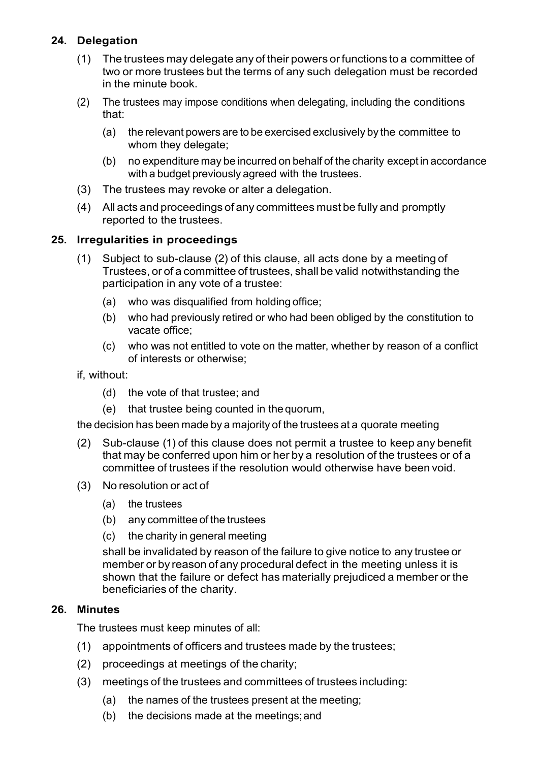## 24. Delegation

(1) The trustees may delegate any of their powers or functions to a committee of two or more trustees but the terms of any such delegation must be recorded in the minute book.

(2) The trustees may impose conditions when delegating, including the conditions that:

  (a) the relevant powers are to be exercised exclusively by the committee to whom they delegate;

  (b) no expenditure may be incurred on behalf of the charity except in accordance with a budget previously agreed with the trustees.

(3) The trustees may revoke or alter a delegation.

(4) All acts and proceedings of any committees must be fully and promptly reported to the trustees.

## 25. Irregularities in proceedings

(1) Subject to sub-clause (2) of this clause, all acts done by a meeting of Trustees, or of a committee of trustees, shall be valid notwithstanding the participation in any vote of a trustee:

  (a) who was disqualified from holding office;

  (b) who had previously retired or who had been obliged by the constitution to vacate office;

  (c) who was not entitled to vote on the matter, whether by reason of a conflict of interests or otherwise;

if, without:

  (d) the vote of that trustee; and

  (e) that trustee being counted in the quorum,

the decision has been made by a majority of the trustees at a quorate meeting

(2) Sub-clause (1) of this clause does not permit a trustee to keep any benefit that may be conferred upon him or her by a resolution of the trustees or of a committee of trustees if the resolution would otherwise have been void.

(3) No resolution or act of

  (a) the trustees

  (b) any committee of the trustees

  (c) the charity in general meeting

  shall be invalidated by reason of the failure to give notice to any trustee or member or by reason of any procedural defect in the meeting unless it is shown that the failure or defect has materially prejudiced a member or the beneficiaries of the charity.

## 26. Minutes

The trustees must keep minutes of all:

(1) appointments of officers and trustees made by the trustees;

(2) proceedings at meetings of the charity;

(3) meetings of the trustees and committees of trustees including:

  (a) the names of the trustees present at the meeting;

  (b) the decisions made at the meetings; and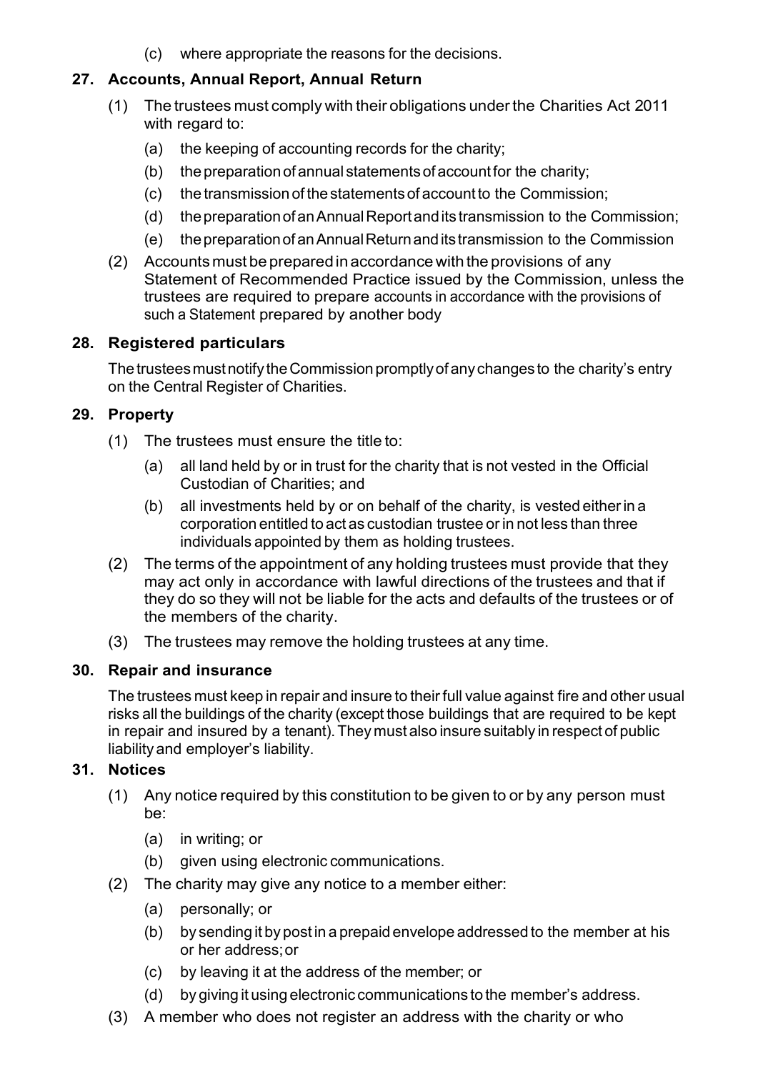(c) where appropriate the reasons for the decisions.

## 27. Accounts, Annual Report, Annual Return

(1) The trustees must comply with their obligations under the Charities Act 2011 with regard to:

- (a) the keeping of accounting records for the charity;
- (b) the preparation of annual statements of account for the charity;
- (c) the transmission of the statements of account to the Commission;
- (d) the preparation of an Annual Report and its transmission to the Commission;
- (e) the preparation of an Annual Return and its transmission to the Commission

(2) Accounts must be prepared in accordance with the provisions of any Statement of Recommended Practice issued by the Commission, unless the trustees are required to prepare accounts in accordance with the provisions of such a Statement prepared by another body

## 28. Registered particulars

The trustees must notify the Commission promptly of any changes to the charity's entry on the Central Register of Charities.

## 29. Property

(1) The trustees must ensure the title to:

- (a) all land held by or in trust for the charity that is not vested in the Official Custodian of Charities; and
- (b) all investments held by or on behalf of the charity, is vested either in a corporation entitled to act as custodian trustee or in not less than three individuals appointed by them as holding trustees.

(2) The terms of the appointment of any holding trustees must provide that they may act only in accordance with lawful directions of the trustees and that if they do so they will not be liable for the acts and defaults of the trustees or of the members of the charity.

(3) The trustees may remove the holding trustees at any time.

## 30. Repair and insurance

The trustees must keep in repair and insure to their full value against fire and other usual risks all the buildings of the charity (except those buildings that are required to be kept in repair and insured by a tenant). They must also insure suitably in respect of public liability and employer's liability.

## 31. Notices

(1) Any notice required by this constitution to be given to or by any person must be:

- (a) in writing; or
- (b) given using electronic communications.

(2) The charity may give any notice to a member either:

- (a) personally; or
- (b) by sending it by post in a prepaid envelope addressed to the member at his or her address; or
- (c) by leaving it at the address of the member; or
- (d) by giving it using electronic communications to the member's address.

(3) A member who does not register an address with the charity or who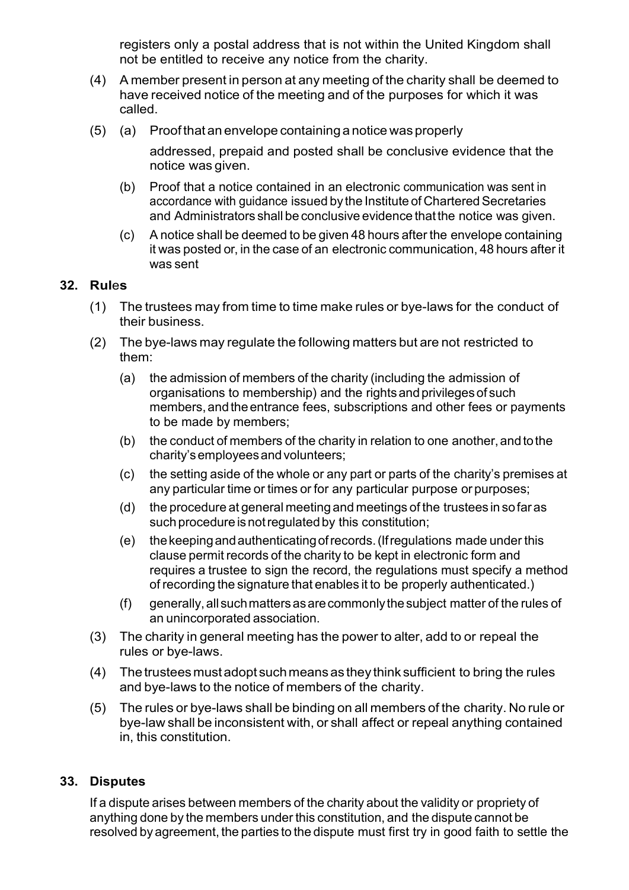registers only a postal address that is not within the United Kingdom shall not be entitled to receive any notice from the charity.

(4) A member present in person at any meeting of the charity shall be deemed to have received notice of the meeting and of the purposes for which it was called.

(5) (a) Proof that an envelope containing a notice was properly addressed, prepaid and posted shall be conclusive evidence that the notice was given.

(b) Proof that a notice contained in an electronic communication was sent in accordance with guidance issued by the Institute of Chartered Secretaries and Administrators shall be conclusive evidence that the notice was given.

(c) A notice shall be deemed to be given 48 hours after the envelope containing it was posted or, in the case of an electronic communication, 48 hours after it was sent

## 32. Rules

(1) The trustees may from time to time make rules or bye-laws for the conduct of their business.

(2) The bye-laws may regulate the following matters but are not restricted to them:

(a) the admission of members of the charity (including the admission of organisations to membership) and the rights and privileges of such members, and the entrance fees, subscriptions and other fees or payments to be made by members;

(b) the conduct of members of the charity in relation to one another, and to the charity's employees and volunteers;

(c) the setting aside of the whole or any part or parts of the charity's premises at any particular time or times or for any particular purpose or purposes;

(d) the procedure at general meeting and meetings of the trustees in so far as such procedure is not regulated by this constitution;

(e) the keeping and authenticating of records. (If regulations made under this clause permit records of the charity to be kept in electronic form and requires a trustee to sign the record, the regulations must specify a method of recording the signature that enables it to be properly authenticated.)

(f) generally, all such matters as are commonly the subject matter of the rules of an unincorporated association.

(3) The charity in general meeting has the power to alter, add to or repeal the rules or bye-laws.

(4) The trustees must adopt such means as they think sufficient to bring the rules and bye-laws to the notice of members of the charity.

(5) The rules or bye-laws shall be binding on all members of the charity. No rule or bye-law shall be inconsistent with, or shall affect or repeal anything contained in, this constitution.

## 33. Disputes

If a dispute arises between members of the charity about the validity or propriety of anything done by the members under this constitution, and the dispute cannot be resolved by agreement, the parties to the dispute must first try in good faith to settle the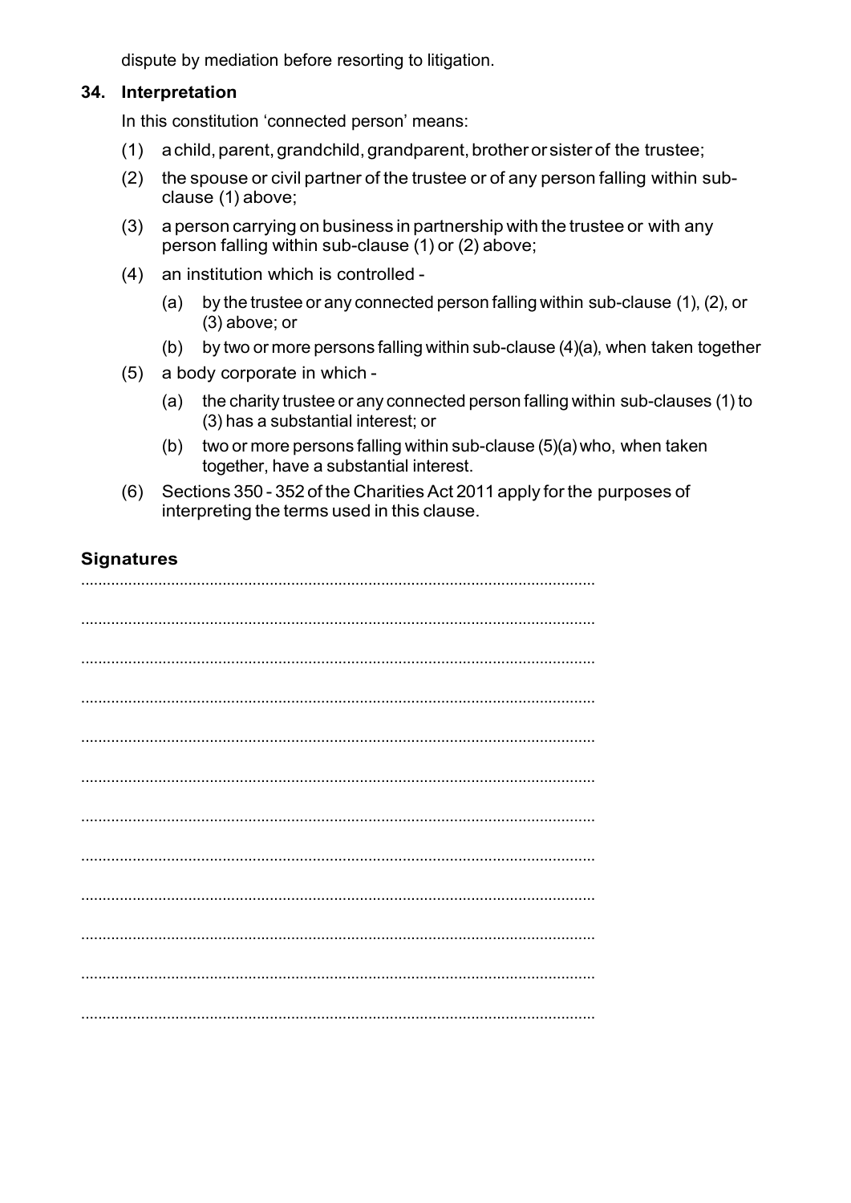dispute by mediation before resorting to litigation.

### 34. Interpretation

In this constitution 'connected person' means:

(1) a child, parent, grandchild, grandparent, brother or sister of the trustee;

(2) the spouse or civil partner of the trustee or of any person falling within sub-clause (1) above;

(3) a person carrying on business in partnership with the trustee or with any person falling within sub-clause (1) or (2) above;

(4) an institution which is controlled -

 (a) by the trustee or any connected person falling within sub-clause (1), (2), or (3) above; or

 (b) by two or more persons falling within sub-clause (4)(a), when taken together

(5) a body corporate in which -

 (a) the charity trustee or any connected person falling within sub-clauses (1) to (3) has a substantial interest; or

 (b) two or more persons falling within sub-clause (5)(a) who, when taken together, have a substantial interest.

(6) Sections 350 - 352 of the Charities Act 2011 apply for the purposes of interpreting the terms used in this clause.

## Signatures

..........................................................................................................................

..........................................................................................................................

..........................................................................................................................

..........................................................................................................................

..........................................................................................................................

..........................................................................................................................

..........................................................................................................................

..........................................................................................................................

..........................................................................................................................

..........................................................................................................................

..........................................................................................................................

..........................................................................................................................